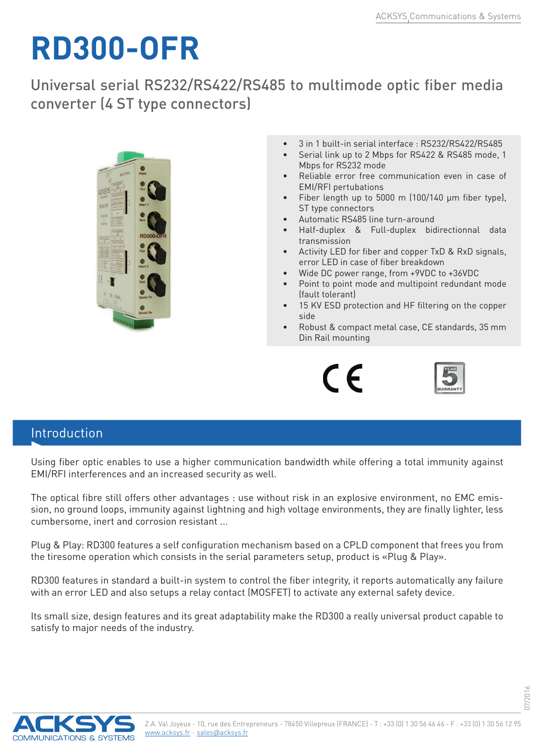# RD300-OFR

## Universal serial RS232/RS422/RS485 to multimode optic fiber media converter (4 ST type connectors)

- 3 in 1 built-in serial interface : RS232/RS422/RS485
- Serial link up to 2 Mbps for RS422 & RS485 mode, 1 Mbps for RS232 mode
- Reliable error free communication even in case of EMI/RFI pertubations
- Fiber length up to 5000 m (100/140 µm fiber type), ST type connectors
- Automatic RS485 line turn-around
- Half-duplex & Full-duplex bidirectionnal data transmission
- Activity LED for fiber and copper TxD & RxD signals, error LED in case of fiber breakdown
- Wide DC power range, from +9VDC to +36VDC
- Point to point mode and multipoint redundant mode (fault tolerant)
- 15 KV ESD protection and HF filtering on the copper side
- Robust & compact metal case, CE standards, 35 mm Din Rail mounting

## Introduction

Using fiber optic enables to use a higher communication bandwidth while offering a total immunity against EMI/RFI interferences and an increased security as well.

The optical fibre still offers other advantages : use without risk in an explosive environment, no EMC emission, no ground loops, immunity against lightning and high voltage environments, they are finally lighter, less cumbersome, inert and corrosion resistant ...

Plug & Play: RD300 features a self configuration mechanism based on a CPLD component that frees you from the tiresome operation which consists in the serial parameters setup, product is «Plug & Play».

RD300 features in standard a built-in system to control the fiber integrity, it reports automatically any failure with an error LED and also setups a relay contact (MOSFET) to activate any external safety device.

Its small size, design features and its great adaptability make the RD300 a really universal product capable to satisfy to major needs of the industry.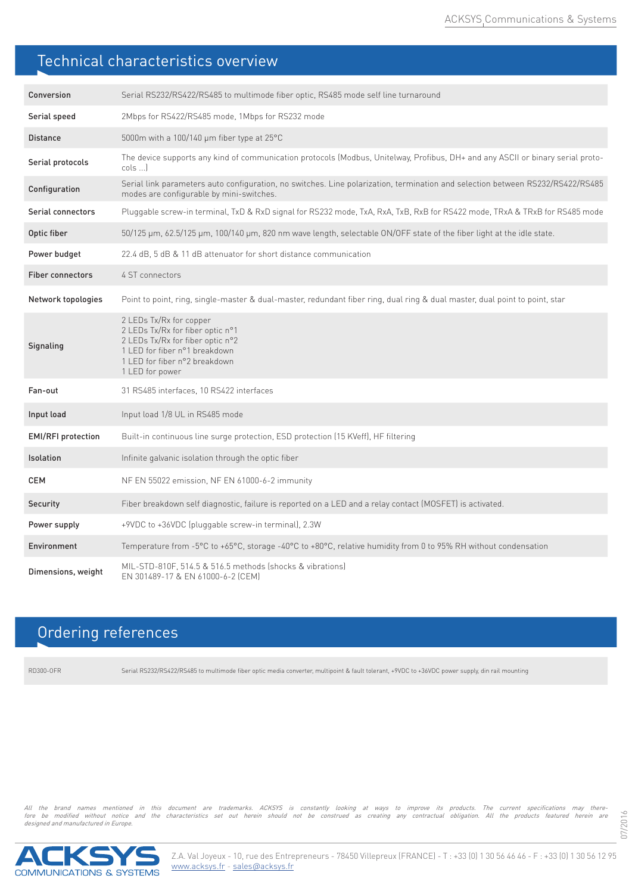## Technical characteristics overview

| | |
|---|---|
| **Conversion** | Serial RS232/RS422/RS485 to multimode fiber optic, RS485 mode self line turnaround |
| **Serial speed** | 2Mbps for RS422/RS485 mode, 1Mbps for RS232 mode |
| **Distance** | 5000m with a 100/140 µm fiber type at 25°C |
| **Serial protocols** | The device supports any kind of communication protocols (Modbus, Unitelway, Profibus, DH+ and any ASCII or binary serial protocols ...) |
| **Configuration** | Serial link parameters auto configuration, no switches. Line polarization, termination and selection between RS232/RS422/RS485 modes are configurable by mini-switches. |
| **Serial connectors** | Pluggable screw-in terminal, TxD & RxD signal for RS232 mode, TxA, RxA, TxB, RxB for RS422 mode, TRxA & TRxB for RS485 mode |
| **Optic fiber** | 50/125 µm, 62.5/125 µm, 100/140 µm, 820 nm wave length, selectable ON/OFF state of the fiber light at the idle state. |
| **Power budget** | 22.4 dB, 5 dB & 11 dB attenuator for short distance communication |
| **Fiber connectors** | 4 ST connectors |
| **Network topologies** | Point to point, ring, single-master & dual-master, redundant fiber ring, dual ring & dual master, dual point to point, star |
| **Signaling** | 2 LEDs Tx/Rx for copper<br>2 LEDs Tx/Rx for fiber optic n°1<br>2 LEDs Tx/Rx for fiber optic n°2<br>1 LED for fiber n°1 breakdown<br>1 LED for fiber n°2 breakdown<br>1 LED for power |
| **Fan-out** | 31 RS485 interfaces, 10 RS422 interfaces |
| **Input load** | Input load 1/8 UL in RS485 mode |
| **EMI/RFI protection** | Built-in continuous line surge protection, ESD protection (15 KVeff), HF filtering |
| **Isolation** | Infinite galvanic isolation through the optic fiber |
| **CEM** | NF EN 55022 emission, NF EN 61000-6-2 immunity |
| **Security** | Fiber breakdown self diagnostic, failure is reported on a LED and a relay contact (MOSFET) is activated. |
| **Power supply** | +9VDC to +36VDC (pluggable screw-in terminal), 2.3W |
| **Environment** | Temperature from -5°C to +65°C, storage -40°C to +80°C, relative humidity from 0 to 95% RH without condensation |
| **Dimensions, weight** | MIL-STD-810F, 514.5 & 516.5 methods (shocks & vibrations)<br>EN 301489-17 & EN 61000-6-2 (CEM) |

## Ordering references

| | |
|---|---|
| RD300-OFR | Serial RS232/RS422/RS485 to multimode fiber optic media converter, multipoint & fault tolerant, +9VDC to +36VDC power supply, din rail mounting |

*All the brand names mentioned in this document are trademarks. ACKSYS is constantly looking at ways to improve its products. The current specifications may therefore be modified without notice and the characteristics set out herein should not be construed as creating any contractual obligation. All the products featured herein are designed and manufactured in Europe.*

07/2016

ACKSYS COMMUNICATIONS & SYSTEMS

Z.A. Val Joyeux - 10, rue des Entrepreneurs - 78450 Villepreux (FRANCE) - T : +33 (0) 1 30 56 46 46 - F : +33 (0) 1 30 56 12 95
www.acksys.fr - sales@acksys.fr